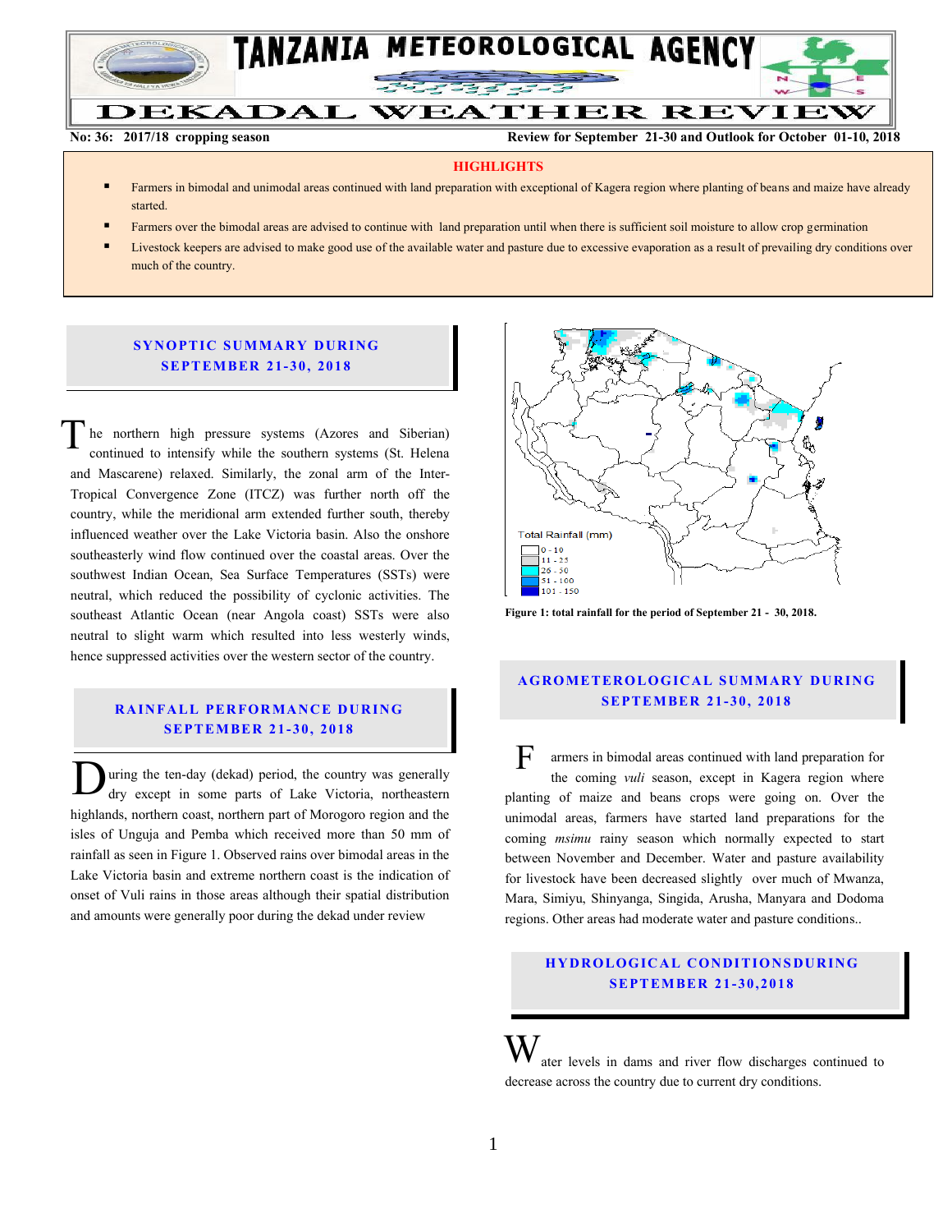# TANZANIA METEOROLOGICAL AGENCY

## DEKADAL WEATHER REVIEW

**No: 36: 2017/18 cropping season** **Review for September 21-30 and Outlook for October 01-10, 2018**

**HIGHLIGHTS**

- Farmers in bimodal and unimodal areas continued with land preparation with exceptional of Kagera region where planting of beans and maize have already started.
- Farmers over the bimodal areas are advised to continue with land preparation until when there is sufficient soil moisture to allow crop germination
- Livestock keepers are advised to make good use of the available water and pasture due to excessive evaporation as a result of prevailing dry conditions over much of the country.

### SYNOPTIC SUMMARY DURING SEPTEMBER 21-30, 2018

The northern high pressure systems (Azores and Siberian) continued to intensify while the southern systems (St. Helena and Mascarene) relaxed. Similarly, the zonal arm of the Inter-Tropical Convergence Zone (ITCZ) was further north off the country, while the meridional arm extended further south, thereby influenced weather over the Lake Victoria basin. Also the onshore southeasterly wind flow continued over the coastal areas. Over the southwest Indian Ocean, Sea Surface Temperatures (SSTs) were neutral, which reduced the possibility of cyclonic activities. The southeast Atlantic Ocean (near Angola coast) SSTs were also neutral to slight warm which resulted into less westerly winds, hence suppressed activities over the western sector of the country.

### RAINFALL PERFORMANCE DURING SEPTEMBER 21-30, 2018

During the ten-day (dekad) period, the country was generally dry except in some parts of Lake Victoria, northeastern highlands, northern coast, northern part of Morogoro region and the isles of Unguja and Pemba which received more than 50 mm of rainfall as seen in Figure 1. Observed rains over bimodal areas in the Lake Victoria basin and extreme northern coast is the indication of onset of Vuli rains in those areas although their spatial distribution and amounts were generally poor during the dekad under review

Total Rainfall (mm)
0 - 10
11 - 25
26 - 50
51 - 100
101 - 150

**Figure 1: total rainfall for the period of September 21 - 30, 2018.**

### AGROMETEROLOGICAL SUMMARY DURING SEPTEMBER 21-30, 2018

Farmers in bimodal areas continued with land preparation for the coming *vuli* season, except in Kagera region where planting of maize and beans crops were going on. Over the unimodal areas, farmers have started land preparations for the coming *msimu* rainy season which normally expected to start between November and December. Water and pasture availability for livestock have been decreased slightly over much of Mwanza, Mara, Simiyu, Shinyanga, Singida, Arusha, Manyara and Dodoma regions. Other areas had moderate water and pasture conditions..

### HYDROLOGICAL CONDITIONSDURING SEPTEMBER 21-30,2018

Water levels in dams and river flow discharges continued to decrease across the country due to current dry conditions.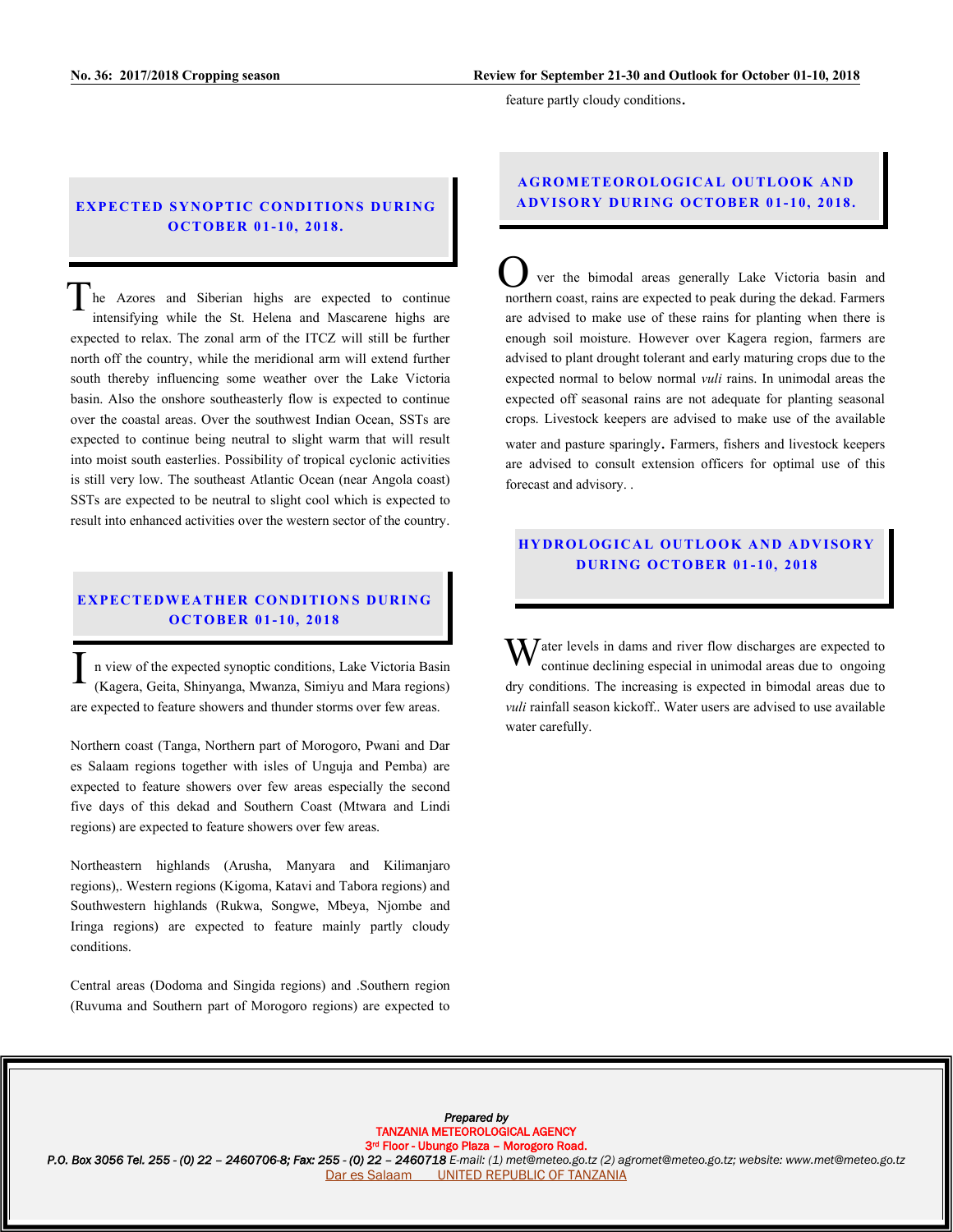## EXPECTED SYNOPTIC CONDITIONS DURING OCTOBER 01-10, 2018.

The Azores and Siberian highs are expected to continue intensifying while the St. Helena and Mascarene highs are expected to relax. The zonal arm of the ITCZ will still be further north off the country, while the meridional arm will extend further south thereby influencing some weather over the Lake Victoria basin. Also the onshore southeasterly flow is expected to continue over the coastal areas. Over the southwest Indian Ocean, SSTs are expected to continue being neutral to slight warm that will result into moist south easterlies. Possibility of tropical cyclonic activities is still very low. The southeast Atlantic Ocean (near Angola coast) SSTs are expected to be neutral to slight cool which is expected to result into enhanced activities over the western sector of the country.

## EXPECTEDWEATHER CONDITIONS DURING OCTOBER 01-10, 2018

In view of the expected synoptic conditions, Lake Victoria Basin (Kagera, Geita, Shinyanga, Mwanza, Simiyu and Mara regions) are expected to feature showers and thunder storms over few areas.

Northern coast (Tanga, Northern part of Morogoro, Pwani and Dar es Salaam regions together with isles of Unguja and Pemba) are expected to feature showers over few areas especially the second five days of this dekad and Southern Coast (Mtwara and Lindi regions) are expected to feature showers over few areas.

Northeastern highlands (Arusha, Manyara and Kilimanjaro regions),. Western regions (Kigoma, Katavi and Tabora regions) and Southwestern highlands (Rukwa, Songwe, Mbeya, Njombe and Iringa regions) are expected to feature mainly partly cloudy conditions.

Central areas (Dodoma and Singida regions) and .Southern region (Ruvuma and Southern part of Morogoro regions) are expected to feature partly cloudy conditions.

## AGROMETEOROLOGICAL OUTLOOK AND ADVISORY DURING OCTOBER 01-10, 2018.

Over the bimodal areas generally Lake Victoria basin and northern coast, rains are expected to peak during the dekad. Farmers are advised to make use of these rains for planting when there is enough soil moisture. However over Kagera region, farmers are advised to plant drought tolerant and early maturing crops due to the expected normal to below normal *vuli* rains. In unimodal areas the expected off seasonal rains are not adequate for planting seasonal crops. Livestock keepers are advised to make use of the available water and pasture sparingly. Farmers, fishers and livestock keepers are advised to consult extension officers for optimal use of this forecast and advisory. .

## HYDROLOGICAL OUTLOOK AND ADVISORY DURING OCTOBER 01-10, 2018

Water levels in dams and river flow discharges are expected to continue declining especial in unimodal areas due to ongoing dry conditions. The increasing is expected in bimodal areas due to *vuli* rainfall season kickoff.. Water users are advised to use available water carefully.

*Prepared by*
TANZANIA METEOROLOGICAL AGENCY
3rd Floor - Ubungo Plaza – Morogoro Road.
*P.O. Box 3056 Tel. 255 - (0) 22 – 2460706-8; Fax: 255 - (0) 22 – 2460718 E-mail: (1) met@meteo.go.tz (2) agromet@meteo.go.tz; website: www.met@meteo.go.tz*
Dar es Salaam UNITED REPUBLIC OF TANZANIA